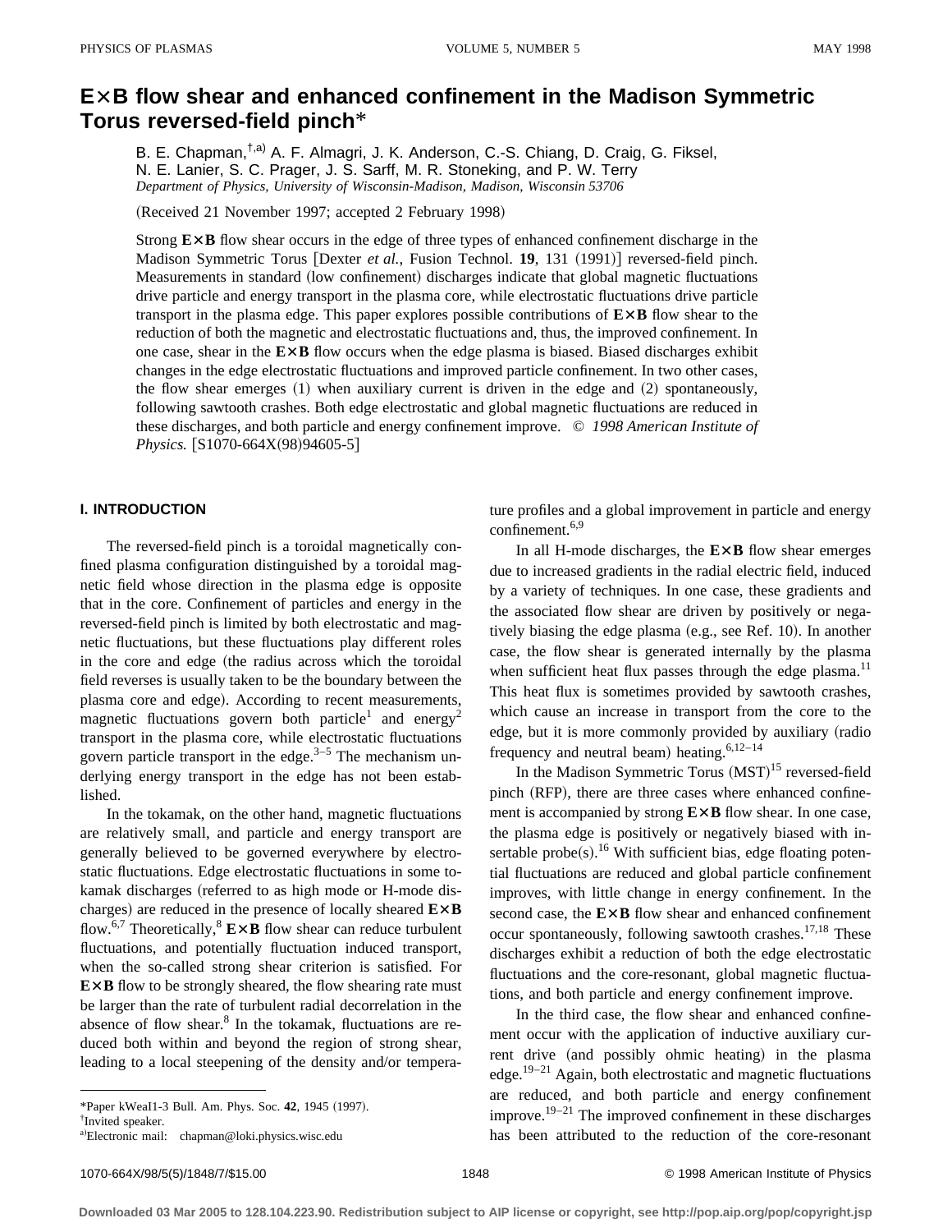# E×B flow shear and enhanced confinement in the Madison Symmetric Torus reversed-field pinch*

B. E. Chapman,[†,a)] A. F. Almagri, J. K. Anderson, C.-S. Chiang, D. Craig, G. Fiksel, N. E. Lanier, S. C. Prager, J. S. Sarff, M. R. Stoneking, and P. W. Terry

*Department of Physics, University of Wisconsin-Madison, Madison, Wisconsin 53706*

(Received 21 November 1997; accepted 2 February 1998)

Strong **E×B** flow shear occurs in the edge of three types of enhanced confinement discharge in the Madison Symmetric Torus [Dexter *et al.*, Fusion Technol. **19**, 131 (1991)] reversed-field pinch. Measurements in standard (low confinement) discharges indicate that global magnetic fluctuations drive particle and energy transport in the plasma core, while electrostatic fluctuations drive particle transport in the plasma edge. This paper explores possible contributions of **E×B** flow shear to the reduction of both the magnetic and electrostatic fluctuations and, thus, the improved confinement. In one case, shear in the **E×B** flow occurs when the edge plasma is biased. Biased discharges exhibit changes in the edge electrostatic fluctuations and improved particle confinement. In two other cases, the flow shear emerges (1) when auxiliary current is driven in the edge and (2) spontaneously, following sawtooth crashes. Both edge electrostatic and global magnetic fluctuations are reduced in these discharges, and both particle and energy confinement improve. © *1998 American Institute of Physics.* [S1070-664X(98)94605-5]

## I. INTRODUCTION

The reversed-field pinch is a toroidal magnetically confined plasma configuration distinguished by a toroidal magnetic field whose direction in the plasma edge is opposite that in the core. Confinement of particles and energy in the reversed-field pinch is limited by both electrostatic and magnetic fluctuations, but these fluctuations play different roles in the core and edge (the radius across which the toroidal field reverses is usually taken to be the boundary between the plasma core and edge). According to recent measurements, magnetic fluctuations govern both particle[1] and energy[2] transport in the plasma core, while electrostatic fluctuations govern particle transport in the edge.[3–5] The mechanism underlying energy transport in the edge has not been established.

In the tokamak, on the other hand, magnetic fluctuations are relatively small, and particle and energy transport are generally believed to be governed everywhere by electrostatic fluctuations. Edge electrostatic fluctuations in some tokamak discharges (referred to as high mode or H-mode discharges) are reduced in the presence of locally sheared **E×B** flow.[6,7] Theoretically,[8] **E×B** flow shear can reduce turbulent fluctuations, and potentially fluctuation induced transport, when the so-called strong shear criterion is satisfied. For **E×B** flow to be strongly sheared, the flow shearing rate must be larger than the rate of turbulent radial decorrelation in the absence of flow shear.[8] In the tokamak, fluctuations are reduced both within and beyond the region of strong shear, leading to a local steepening of the density and/or temperature profiles and a global improvement in particle and energy confinement.[6,9]

In all H-mode discharges, the **E×B** flow shear emerges due to increased gradients in the radial electric field, induced by a variety of techniques. In one case, these gradients and the associated flow shear are driven by positively or negatively biasing the edge plasma (e.g., see Ref. 10). In another case, the flow shear is generated internally by the plasma when sufficient heat flux passes through the edge plasma.[11] This heat flux is sometimes provided by sawtooth crashes, which cause an increase in transport from the core to the edge, but it is more commonly provided by auxiliary (radio frequency and neutral beam) heating.[6,12–14]

In the Madison Symmetric Torus (MST)[15] reversed-field pinch (RFP), there are three cases where enhanced confinement is accompanied by strong **E×B** flow shear. In one case, the plasma edge is positively or negatively biased with insertable probe(s).[16] With sufficient bias, edge floating potential fluctuations are reduced and global particle confinement improves, with little change in energy confinement. In the second case, the **E×B** flow shear and enhanced confinement occur spontaneously, following sawtooth crashes.[17,18] These discharges exhibit a reduction of both the edge electrostatic fluctuations and the core-resonant, global magnetic fluctuations, and both particle and energy confinement improve.

In the third case, the flow shear and enhanced confinement occur with the application of inductive auxiliary current drive (and possibly ohmic heating) in the plasma edge.[19–21] Again, both electrostatic and magnetic fluctuations are reduced, and both particle and energy confinement improve.[19–21] The improved confinement in these discharges has been attributed to the reduction of the core-resonant

*Paper kWeaI1-3 Bull. Am. Phys. Soc. **42**, 1945 (1997).

†Invited speaker.

a)Electronic mail: chapman@loki.physics.wisc.edu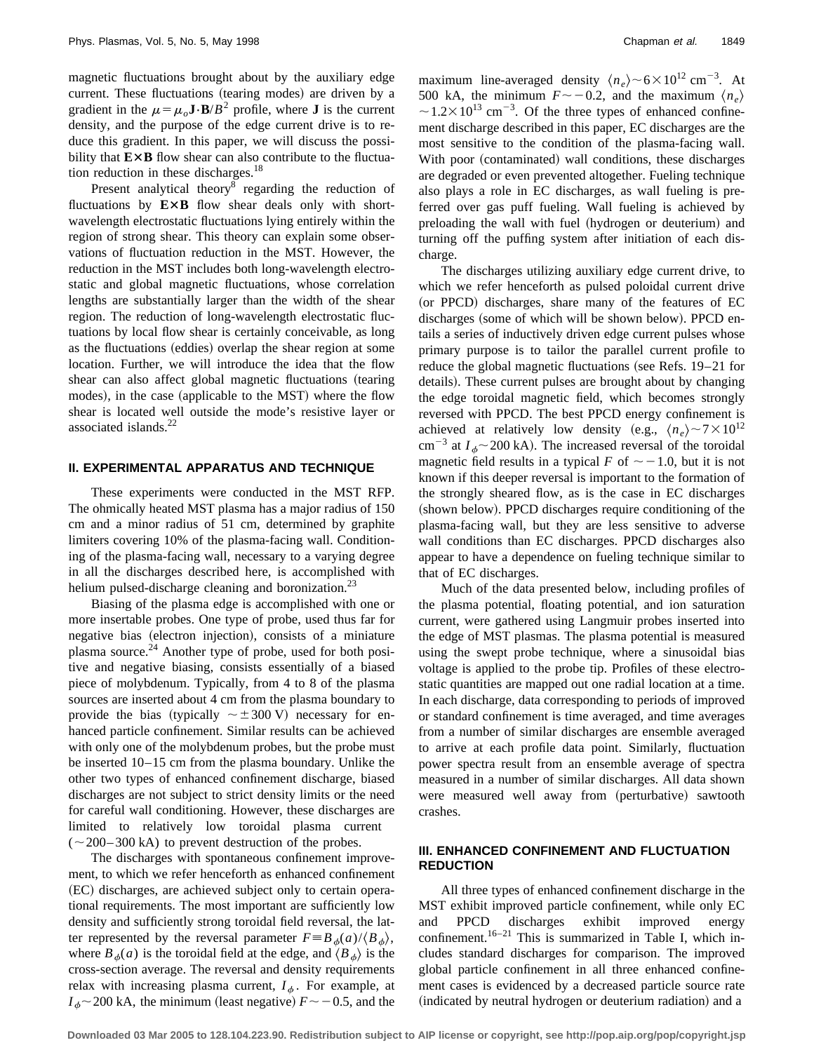magnetic fluctuations brought about by the auxiliary edge current. These fluctuations (tearing modes) are driven by a gradient in the $\mu = \mu_o \mathbf{J}\cdot\mathbf{B}/B^2$ profile, where $\mathbf{J}$ is the current density, and the purpose of the edge current drive is to reduce this gradient. In this paper, we will discuss the possibility that $\mathbf{E}\times\mathbf{B}$ flow shear can also contribute to the fluctuation reduction in these discharges.[18]

Present analytical theory[8] regarding the reduction of fluctuations by $\mathbf{E}\times\mathbf{B}$ flow shear deals only with short-wavelength electrostatic fluctuations lying entirely within the region of strong shear. This theory can explain some observations of fluctuation reduction in the MST. However, the reduction in the MST includes both long-wavelength electrostatic and global magnetic fluctuations, whose correlation lengths are substantially larger than the width of the shear region. The reduction of long-wavelength electrostatic fluctuations by local flow shear is certainly conceivable, as long as the fluctuations (eddies) overlap the shear region at some location. Further, we will introduce the idea that the flow shear can also affect global magnetic fluctuations (tearing modes), in the case (applicable to the MST) where the flow shear is located well outside the mode's resistive layer or associated islands.[22]

## II. EXPERIMENTAL APPARATUS AND TECHNIQUE

These experiments were conducted in the MST RFP. The ohmically heated MST plasma has a major radius of 150 cm and a minor radius of 51 cm, determined by graphite limiters covering 10% of the plasma-facing wall. Conditioning of the plasma-facing wall, necessary to a varying degree in all the discharges described here, is accomplished with helium pulsed-discharge cleaning and boronization.[23]

Biasing of the plasma edge is accomplished with one or more insertable probes. One type of probe, used thus far for negative bias (electron injection), consists of a miniature plasma source.[24] Another type of probe, used for both positive and negative biasing, consists essentially of a biased piece of molybdenum. Typically, from 4 to 8 of the plasma sources are inserted about 4 cm from the plasma boundary to provide the bias (typically $\sim\pm 300$ V) necessary for enhanced particle confinement. Similar results can be achieved with only one of the molybdenum probes, but the probe must be inserted 10–15 cm from the plasma boundary. Unlike the other two types of enhanced confinement discharge, biased discharges are not subject to strict density limits or the need for careful wall conditioning. However, these discharges are limited to relatively low toroidal plasma current ($\sim$200–300 kA) to prevent destruction of the probes.

The discharges with spontaneous confinement improvement, to which we refer henceforth as enhanced confinement (EC) discharges, are achieved subject only to certain operational requirements. The most important are sufficiently low density and sufficiently strong toroidal field reversal, the latter represented by the reversal parameter $F \equiv B_\phi(a)/\langle B_\phi \rangle$, where $B_\phi(a)$ is the toroidal field at the edge, and $\langle B_\phi \rangle$ is the cross-section average. The reversal and density requirements relax with increasing plasma current, $I_\phi$. For example, at $I_\phi \sim 200$ kA, the minimum (least negative) $F \sim -0.5$, and the maximum line-averaged density $\langle n_e \rangle \sim 6\times 10^{12}$ cm$^{-3}$. At 500 kA, the minimum $F \sim -0.2$, and the maximum $\langle n_e \rangle \sim 1.2\times 10^{13}$ cm$^{-3}$. Of the three types of enhanced confinement discharge described in this paper, EC discharges are the most sensitive to the condition of the plasma-facing wall. With poor (contaminated) wall conditions, these discharges are degraded or even prevented altogether. Fueling technique also plays a role in EC discharges, as wall fueling is preferred over gas puff fueling. Wall fueling is achieved by preloading the wall with fuel (hydrogen or deuterium) and turning off the puffing system after initiation of each discharge.

The discharges utilizing auxiliary edge current drive, to which we refer henceforth as pulsed poloidal current drive (or PPCD) discharges, share many of the features of EC discharges (some of which will be shown below). PPCD entails a series of inductively driven edge current pulses whose primary purpose is to tailor the parallel current profile to reduce the global magnetic fluctuations (see Refs. 19–21 for details). These current pulses are brought about by changing the edge toroidal magnetic field, which becomes strongly reversed with PPCD. The best PPCD energy confinement is achieved at relatively low density (e.g., $\langle n_e \rangle \sim 7\times 10^{12}$ cm$^{-3}$ at $I_\phi \sim 200$ kA). The increased reversal of the toroidal magnetic field results in a typical $F$ of $\sim -1.0$, but it is not known if this deeper reversal is important to the formation of the strongly sheared flow, as is the case in EC discharges (shown below). PPCD discharges require conditioning of the plasma-facing wall, but they are less sensitive to adverse wall conditions than EC discharges. PPCD discharges also appear to have a dependence on fueling technique similar to that of EC discharges.

Much of the data presented below, including profiles of the plasma potential, floating potential, and ion saturation current, were gathered using Langmuir probes inserted into the edge of MST plasmas. The plasma potential is measured using the swept probe technique, where a sinusoidal bias voltage is applied to the probe tip. Profiles of these electrostatic quantities are mapped out one radial location at a time. In each discharge, data corresponding to periods of improved or standard confinement is time averaged, and time averages from a number of similar discharges are ensemble averaged to arrive at each profile data point. Similarly, fluctuation power spectra result from an ensemble average of spectra measured in a number of similar discharges. All data shown were measured well away from (perturbative) sawtooth crashes.

## III. ENHANCED CONFINEMENT AND FLUCTUATION REDUCTION

All three types of enhanced confinement discharge in the MST exhibit improved particle confinement, while only EC and PPCD discharges exhibit improved energy confinement.[16–21] This is summarized in Table I, which includes standard discharges for comparison. The improved global particle confinement in all three enhanced confinement cases is evidenced by a decreased particle source rate (indicated by neutral hydrogen or deuterium radiation) and a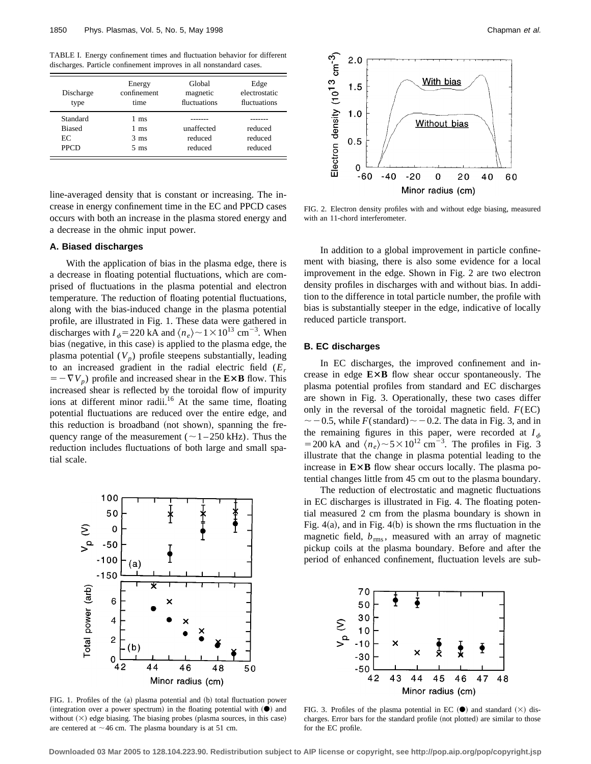TABLE I. Energy confinement times and fluctuation behavior for different discharges. Particle confinement improves in all nonstandard cases.

| Discharge type | Energy confinement time | Global magnetic fluctuations | Edge electrostatic fluctuations |
|---|---|---|---|
| Standard | 1 ms | ------- | ------- |
| Biased | 1 ms | unaffected | reduced |
| EC | 3 ms | reduced | reduced |
| PPCD | 5 ms | reduced | reduced |

line-averaged density that is constant or increasing. The increase in energy confinement time in the EC and PPCD cases occurs with both an increase in the plasma stored energy and a decrease in the ohmic input power.

### A. Biased discharges

With the application of bias in the plasma edge, there is a decrease in floating potential fluctuations, which are comprised of fluctuations in the plasma potential and electron temperature. The reduction of floating potential fluctuations, along with the bias-induced change in the plasma potential profile, are illustrated in Fig. 1. These data were gathered in discharges with $I_\phi = 220$ kA and $\langle n_e \rangle \sim 1 \times 10^{13}$ cm$^{-3}$. When bias (negative, in this case) is applied to the plasma edge, the plasma potential ($V_p$) profile steepens substantially, leading to an increased gradient in the radial electric field ($E_r = -\nabla V_p$) profile and increased shear in the **E×B** flow. This increased shear is reflected by the toroidal flow of impurity ions at different minor radii.[16] At the same time, floating potential fluctuations are reduced over the entire edge, and this reduction is broadband (not shown), spanning the frequency range of the measurement ($\sim$1–250 kHz). Thus the reduction includes fluctuations of both large and small spatial scale.

100
50
0
-50
-100
-150
$V_p$ (V)
(a)
Total power (arb)
6
4
2
0
(b)
42 44 46 48 50
Minor radius (cm)

FIG. 1. Profiles of the (a) plasma potential and (b) total fluctuation power (integration over a power spectrum) in the floating potential with (●) and without (×) edge biasing. The biasing probes (plasma sources, in this case) are centered at ~46 cm. The plasma boundary is at 51 cm.

2.0
1.5
1.0
0.5
0
Electron density ($10^{13}$ cm$^{-3}$)
With bias
Without bias
-60 -40 -20 0 20 40 60
Minor radius (cm)

FIG. 2. Electron density profiles with and without edge biasing, measured with an 11-chord interferometer.

In addition to a global improvement in particle confinement with biasing, there is also some evidence for a local improvement in the edge. Shown in Fig. 2 are two electron density profiles in discharges with and without bias. In addition to the difference in total particle number, the profile with bias is substantially steeper in the edge, indicative of locally reduced particle transport.

### B. EC discharges

In EC discharges, the improved confinement and increase in edge **E×B** flow shear occur spontaneously. The plasma potential profiles from standard and EC discharges are shown in Fig. 3. Operationally, these two cases differ only in the reversal of the toroidal magnetic field. $F(\mathrm{EC}) \sim -0.5$, while $F(\mathrm{standard}) \sim -0.2$. The data in Fig. 3, and in the remaining figures in this paper, were recorded at $I_\phi = 200$ kA and $\langle n_e \rangle \sim 5 \times 10^{12}$ cm$^{-3}$. The profiles in Fig. 3 illustrate that the change in plasma potential leading to the increase in **E×B** flow shear occurs locally. The plasma potential changes little from 45 cm out to the plasma boundary.

The reduction of electrostatic and magnetic fluctuations in EC discharges is illustrated in Fig. 4. The floating potential measured 2 cm from the plasma boundary is shown in Fig. 4(a), and in Fig. 4(b) is shown the rms fluctuation in the magnetic field, $b_{\mathrm{rms}}$, measured with an array of magnetic pickup coils at the plasma boundary. Before and after the period of enhanced confinement, fluctuation levels are sub-

70
50
30
10
-10
-30
-50
$V_p$ (V)
42 43 44 45 46 47 48
Minor radius (cm)

FIG. 3. Profiles of the plasma potential in EC (●) and standard (×) discharges. Error bars for the standard profile (not plotted) are similar to those for the EC profile.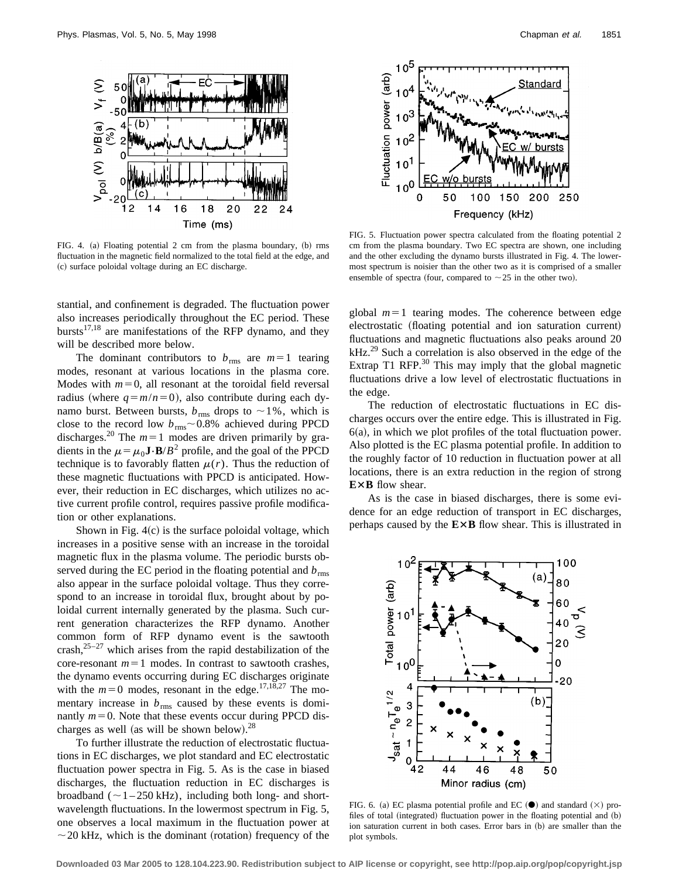(a)

EC

$V_f$ (V)

50

0

-50

(b)

$b/B(a)$ (%)

4

2

0

$V_{pol}$ (V)

0

-20

(c)

12 14 16 18 20 22 24

Time (ms)

FIG. 4. (a) Floating potential 2 cm from the plasma boundary, (b) rms fluctuation in the magnetic field normalized to the total field at the edge, and (c) surface poloidal voltage during an EC discharge.

Fluctuation power (arb)

$10^5$

$10^4$

$10^3$

$10^2$

$10^1$

$10^0$

Standard

EC w/ bursts

EC w/o bursts

0 50 100 150 200 250

Frequency (kHz)

FIG. 5. Fluctuation power spectra calculated from the floating potential 2 cm from the plasma boundary. Two EC spectra are shown, one including and the other excluding the dynamo bursts illustrated in Fig. 4. The lowermost spectrum is noisier than the other two as it is comprised of a smaller ensemble of spectra (four, compared to ~25 in the other two).

stantial, and confinement is degraded. The fluctuation power also increases periodically throughout the EC period. These bursts[17,18] are manifestations of the RFP dynamo, and they will be described more below.

The dominant contributors to $b_{\rm rms}$ are $m=1$ tearing modes, resonant at various locations in the plasma core. Modes with $m=0$, all resonant at the toroidal field reversal radius (where $q=m/n=0$), also contribute during each dynamo burst. Between bursts, $b_{\rm rms}$ drops to ~1%, which is close to the record low $b_{\rm rms}$~0.8% achieved during PPCD discharges.[20] The $m=1$ modes are driven primarily by gradients in the $\mu=\mu_0\mathbf{J}\cdot\mathbf{B}/B^2$ profile, and the goal of the PPCD technique is to favorably flatten $\mu(r)$. Thus the reduction of these magnetic fluctuations with PPCD is anticipated. However, their reduction in EC discharges, which utilizes no active current profile control, requires passive profile modification or other explanations.

Shown in Fig. 4(c) is the surface poloidal voltage, which increases in a positive sense with an increase in the toroidal magnetic flux in the plasma volume. The periodic bursts observed during the EC period in the floating potential and $b_{\rm rms}$ also appear in the surface poloidal voltage. Thus they correspond to an increase in toroidal flux, brought about by poloidal current internally generated by the plasma. Such current generation characterizes the RFP dynamo. Another common form of RFP dynamo event is the sawtooth crash,[25–27] which arises from the rapid destabilization of the core-resonant $m=1$ modes. In contrast to sawtooth crashes, the dynamo events occurring during EC discharges originate with the $m=0$ modes, resonant in the edge.[17,18,27] The momentary increase in $b_{\rm rms}$ caused by these events is dominantly $m=0$. Note that these events occur during PPCD discharges as well (as will be shown below).[28]

To further illustrate the reduction of electrostatic fluctuations in EC discharges, we plot standard and EC electrostatic fluctuation power spectra in Fig. 5. As is the case in biased discharges, the fluctuation reduction in EC discharges is broadband (~1–250 kHz), including both long- and short-wavelength fluctuations. In the lowermost spectrum in Fig. 5, one observes a local maximum in the fluctuation power at ~20 kHz, which is the dominant (rotation) frequency of the global $m=1$ tearing modes. The coherence between edge electrostatic (floating potential and ion saturation current) fluctuations and magnetic fluctuations also peaks around 20 kHz.[29] Such a correlation is also observed in the edge of the Extrap T1 RFP.[30] This may imply that the global magnetic fluctuations drive a low level of electrostatic fluctuations in the edge.

The reduction of electrostatic fluctuations in EC discharges occurs over the entire edge. This is illustrated in Fig. 6(a), in which we plot profiles of the total fluctuation power. Also plotted is the EC plasma potential profile. In addition to the roughly factor of 10 reduction in fluctuation power at all locations, there is an extra reduction in the region of strong $\mathbf{E}\times\mathbf{B}$ flow shear.

As is the case in biased discharges, there is some evidence for an edge reduction of transport in EC discharges, perhaps caused by the $\mathbf{E}\times\mathbf{B}$ flow shear. This is illustrated in

Total power (arb)

$10^2$

$10^1$

$10^0$

(a)

$V_p$ (V)

100

80

60

40

20

0

-20

$J_{sat} \sim n_e T_e^{1/2}$

4

3

2

1

0

(b)

42 44 46 48 50

Minor radius (cm)

FIG. 6. (a) EC plasma potential profile and EC (●) and standard (×) profiles of total (integrated) fluctuation power in the floating potential and (b) ion saturation current in both cases. Error bars in (b) are smaller than the plot symbols.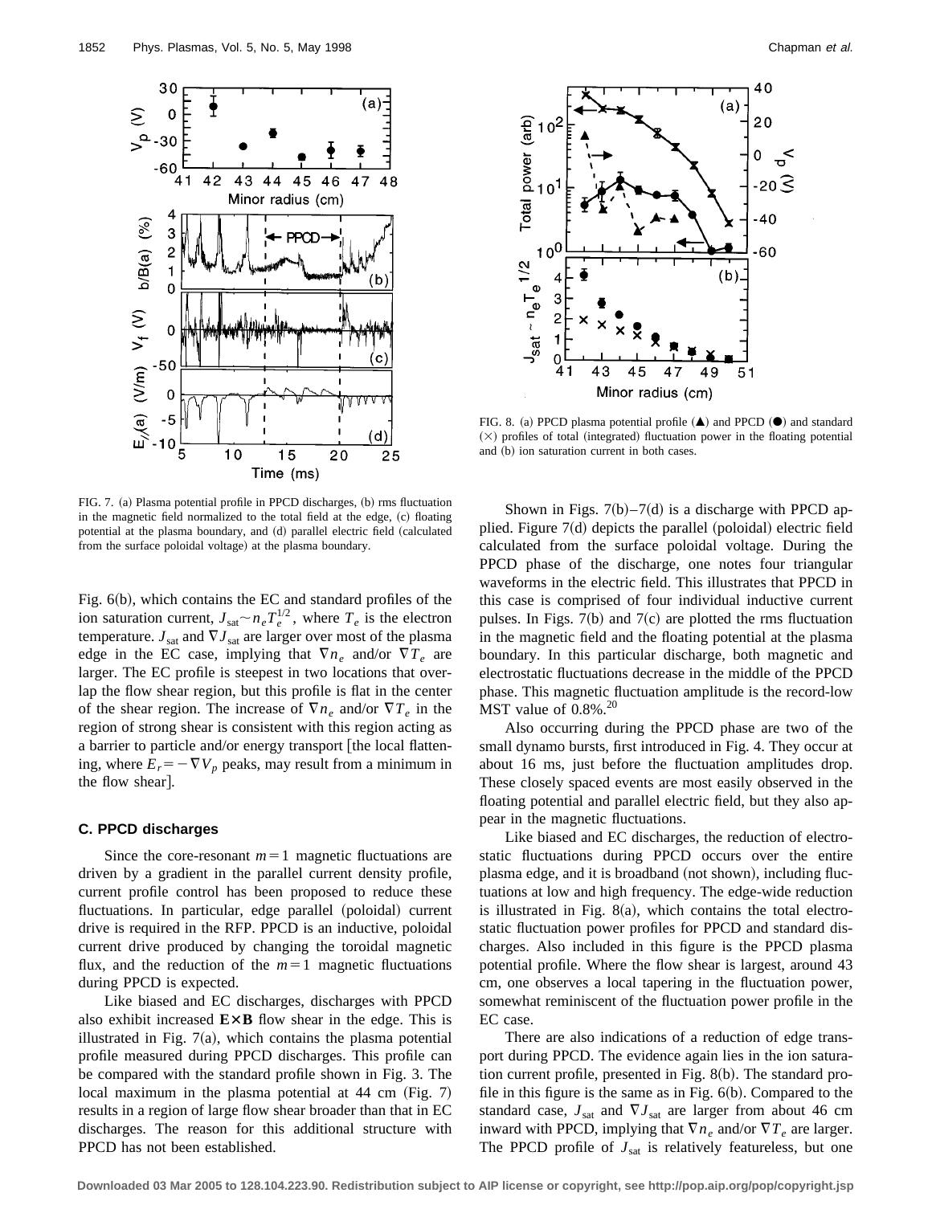(a)

$V_p$ (V)

30
0
-30
-60

41 42 43 44 45 46 47 48

Minor radius (cm)

b/B(a) (%)

4
3
2
1
0

← PPCD →

(b)

$V_f$ (V)

0
-50

(c)

$E_{//}$(a) (V/m)

0
-5
-10

(d)

5 10 15 20 25

Time (ms)

FIG. 7. (a) Plasma potential profile in PPCD discharges, (b) rms fluctuation in the magnetic field normalized to the total field at the edge, (c) floating potential at the plasma boundary, and (d) parallel electric field (calculated from the surface poloidal voltage) at the plasma boundary.

(a)

Total power (arb)

$10^2$
$10^1$
$10^0$

$V_p$ (V)

40
20
0
-20
-40
-60

(b)

$J_{sat} \sim n_e T_e^{1/2}$

4
3
2
1
0

41 43 45 47 49 51

Minor radius (cm)

FIG. 8. (a) PPCD plasma potential profile (▲) and PPCD (●) and standard (×) profiles of total (integrated) fluctuation power in the floating potential and (b) ion saturation current in both cases.

Fig. 6(b), which contains the EC and standard profiles of the ion saturation current, $J_{sat} \sim n_e T_e^{1/2}$, where $T_e$ is the electron temperature. $J_{sat}$ and $\nabla J_{sat}$ are larger over most of the plasma edge in the EC case, implying that $\nabla n_e$ and/or $\nabla T_e$ are larger. The EC profile is steepest in two locations that overlap the flow shear region, but this profile is flat in the center of the shear region. The increase of $\nabla n_e$ and/or $\nabla T_e$ in the region of strong shear is consistent with this region acting as a barrier to particle and/or energy transport [the local flattening, where $E_r = -\nabla V_p$ peaks, may result from a minimum in the flow shear].

### C. PPCD discharges

Since the core-resonant $m=1$ magnetic fluctuations are driven by a gradient in the parallel current density profile, current profile control has been proposed to reduce these fluctuations. In particular, edge parallel (poloidal) current drive is required in the RFP. PPCD is an inductive, poloidal current drive produced by changing the toroidal magnetic flux, and the reduction of the $m=1$ magnetic fluctuations during PPCD is expected.

Like biased and EC discharges, discharges with PPCD also exhibit increased **E×B** flow shear in the edge. This is illustrated in Fig. 7(a), which contains the plasma potential profile measured during PPCD discharges. This profile can be compared with the standard profile shown in Fig. 3. The local maximum in the plasma potential at 44 cm (Fig. 7) results in a region of large flow shear broader than that in EC discharges. The reason for this additional structure with PPCD has not been established.

Shown in Figs. 7(b)–7(d) is a discharge with PPCD applied. Figure 7(d) depicts the parallel (poloidal) electric field calculated from the surface poloidal voltage. During the PPCD phase of the discharge, one notes four triangular waveforms in the electric field. This illustrates that PPCD in this case is comprised of four individual inductive current pulses. In Figs. 7(b) and 7(c) are plotted the rms fluctuation in the magnetic field and the floating potential at the plasma boundary. In this particular discharge, both magnetic and electrostatic fluctuations decrease in the middle of the PPCD phase. This magnetic fluctuation amplitude is the record-low MST value of 0.8%.[20]

Also occurring during the PPCD phase are two of the small dynamo bursts, first introduced in Fig. 4. They occur at about 16 ms, just before the fluctuation amplitudes drop. These closely spaced events are most easily observed in the floating potential and parallel electric field, but they also appear in the magnetic fluctuations.

Like biased and EC discharges, the reduction of electrostatic fluctuations during PPCD occurs over the entire plasma edge, and it is broadband (not shown), including fluctuations at low and high frequency. The edge-wide reduction is illustrated in Fig. 8(a), which contains the total electrostatic fluctuation power profiles for PPCD and standard discharges. Also included in this figure is the PPCD plasma potential profile. Where the flow shear is largest, around 43 cm, one observes a local tapering in the fluctuation power, somewhat reminiscent of the fluctuation power profile in the EC case.

There are also indications of a reduction of edge transport during PPCD. The evidence again lies in the ion saturation current profile, presented in Fig. 8(b). The standard profile in this figure is the same as in Fig. 6(b). Compared to the standard case, $J_{sat}$ and $\nabla J_{sat}$ are larger from about 46 cm inward with PPCD, implying that $\nabla n_e$ and/or $\nabla T_e$ are larger. The PPCD profile of $J_{sat}$ is relatively featureless, but one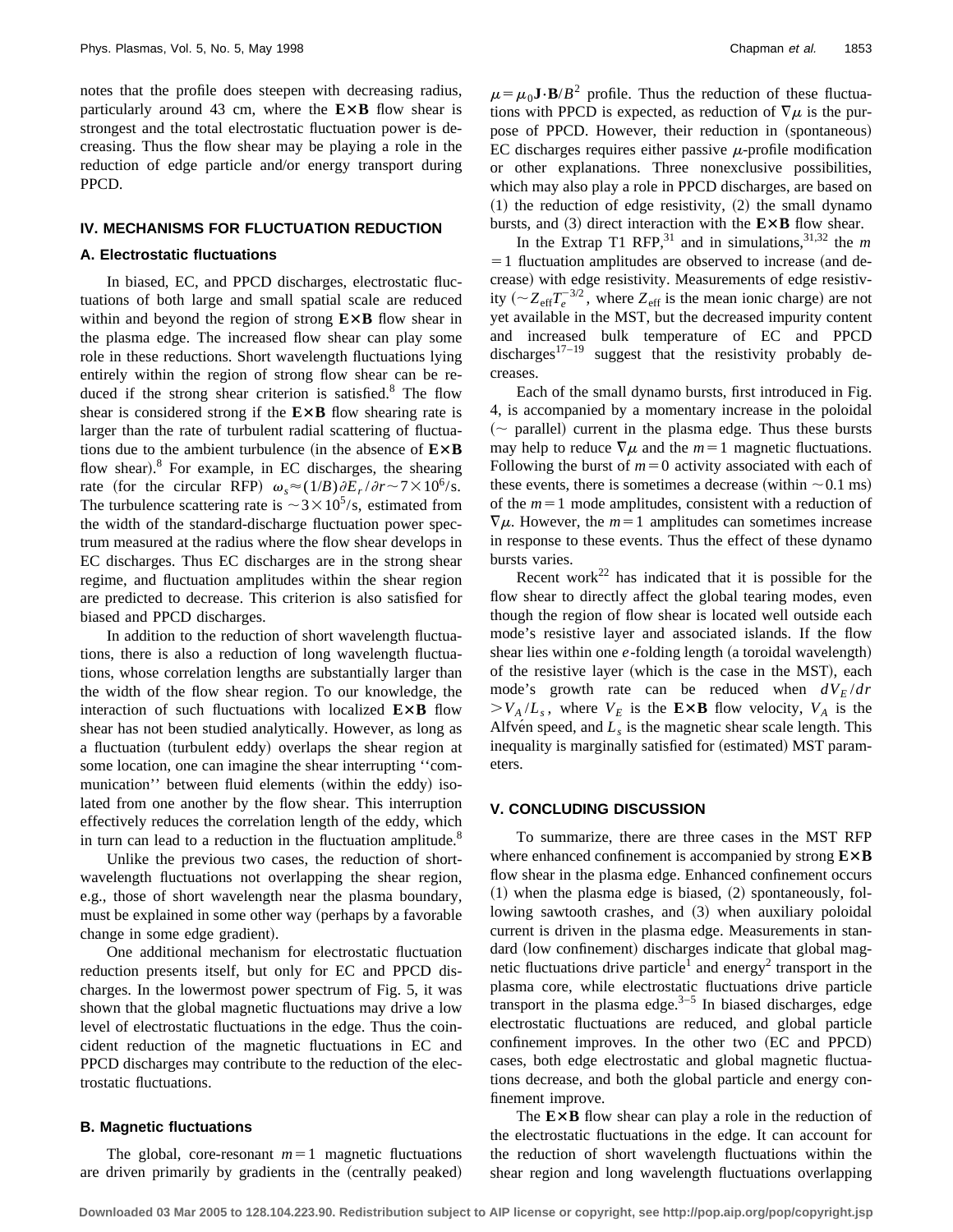notes that the profile does steepen with decreasing radius, particularly around 43 cm, where the **E×B** flow shear is strongest and the total electrostatic fluctuation power is decreasing. Thus the flow shear may be playing a role in the reduction of edge particle and/or energy transport during PPCD.

## IV. MECHANISMS FOR FLUCTUATION REDUCTION

### A. Electrostatic fluctuations

In biased, EC, and PPCD discharges, electrostatic fluctuations of both large and small spatial scale are reduced within and beyond the region of strong **E×B** flow shear in the plasma edge. The increased flow shear can play some role in these reductions. Short wavelength fluctuations lying entirely within the region of strong flow shear can be reduced if the strong shear criterion is satisfied.[8] The flow shear is considered strong if the **E×B** flow shearing rate is larger than the rate of turbulent radial scattering of fluctuations due to the ambient turbulence (in the absence of **E×B** flow shear).[8] For example, in EC discharges, the shearing rate (for the circular RFP) $\omega_s \approx (1/B)\partial E_r/\partial r \sim 7\times 10^6$/s. The turbulence scattering rate is $\sim 3\times 10^5$/s, estimated from the width of the standard-discharge fluctuation power spectrum measured at the radius where the flow shear develops in EC discharges. Thus EC discharges are in the strong shear regime, and fluctuation amplitudes within the shear region are predicted to decrease. This criterion is also satisfied for biased and PPCD discharges.

In addition to the reduction of short wavelength fluctuations, there is also a reduction of long wavelength fluctuations, whose correlation lengths are substantially larger than the width of the flow shear region. To our knowledge, the interaction of such fluctuations with localized **E×B** flow shear has not been studied analytically. However, as long as a fluctuation (turbulent eddy) overlaps the shear region at some location, one can imagine the shear interrupting ''communication'' between fluid elements (within the eddy) isolated from one another by the flow shear. This interruption effectively reduces the correlation length of the eddy, which in turn can lead to a reduction in the fluctuation amplitude.[8]

Unlike the previous two cases, the reduction of short-wavelength fluctuations not overlapping the shear region, e.g., those of short wavelength near the plasma boundary, must be explained in some other way (perhaps by a favorable change in some edge gradient).

One additional mechanism for electrostatic fluctuation reduction presents itself, but only for EC and PPCD discharges. In the lowermost power spectrum of Fig. 5, it was shown that the global magnetic fluctuations may drive a low level of electrostatic fluctuations in the edge. Thus the coincident reduction of the magnetic fluctuations in EC and PPCD discharges may contribute to the reduction of the electrostatic fluctuations.

### B. Magnetic fluctuations

The global, core-resonant $m=1$ magnetic fluctuations are driven primarily by gradients in the (centrally peaked) $\mu=\mu_0 \mathbf{J}\cdot\mathbf{B}/B^2$ profile. Thus the reduction of these fluctuations with PPCD is expected, as reduction of $\nabla\mu$ is the purpose of PPCD. However, their reduction in (spontaneous) EC discharges requires either passive $\mu$-profile modification or other explanations. Three nonexclusive possibilities, which may also play a role in PPCD discharges, are based on (1) the reduction of edge resistivity, (2) the small dynamo bursts, and (3) direct interaction with the **E×B** flow shear.

In the Extrap T1 RFP,[31] and in simulations,[31,32] the $m=1$ fluctuation amplitudes are observed to increase (and decrease) with edge resistivity. Measurements of edge resistivity ($\sim Z_{\text{eff}}T_e^{-3/2}$, where $Z_{\text{eff}}$ is the mean ionic charge) are not yet available in the MST, but the decreased impurity content and increased bulk temperature of EC and PPCD discharges[17–19] suggest that the resistivity probably decreases.

Each of the small dynamo bursts, first introduced in Fig. 4, is accompanied by a momentary increase in the poloidal ($\sim$ parallel) current in the plasma edge. Thus these bursts may help to reduce $\nabla\mu$ and the $m=1$ magnetic fluctuations. Following the burst of $m=0$ activity associated with each of these events, there is sometimes a decrease (within $\sim 0.1$ ms) of the $m=1$ mode amplitudes, consistent with a reduction of $\nabla\mu$. However, the $m=1$ amplitudes can sometimes increase in response to these events. Thus the effect of these dynamo bursts varies.

Recent work[22] has indicated that it is possible for the flow shear to directly affect the global tearing modes, even though the region of flow shear is located well outside each mode's resistive layer and associated islands. If the flow shear lies within one $e$-folding length (a toroidal wavelength) of the resistive layer (which is the case in the MST), each mode's growth rate can be reduced when $dV_E/dr > V_A/L_s$, where $V_E$ is the **E×B** flow velocity, $V_A$ is the Alfvén speed, and $L_s$ is the magnetic shear scale length. This inequality is marginally satisfied for (estimated) MST parameters.

## V. CONCLUDING DISCUSSION

To summarize, there are three cases in the MST RFP where enhanced confinement is accompanied by strong **E×B** flow shear in the plasma edge. Enhanced confinement occurs (1) when the plasma edge is biased, (2) spontaneously, following sawtooth crashes, and (3) when auxiliary poloidal current is driven in the plasma edge. Measurements in standard (low confinement) discharges indicate that global magnetic fluctuations drive particle[1] and energy[2] transport in the plasma core, while electrostatic fluctuations drive particle transport in the plasma edge.[3–5] In biased discharges, edge electrostatic fluctuations are reduced, and global particle confinement improves. In the other two (EC and PPCD) cases, both edge electrostatic and global magnetic fluctuations decrease, and both the global particle and energy confinement improve.

The **E×B** flow shear can play a role in the reduction of the electrostatic fluctuations in the edge. It can account for the reduction of short wavelength fluctuations within the shear region and long wavelength fluctuations overlapping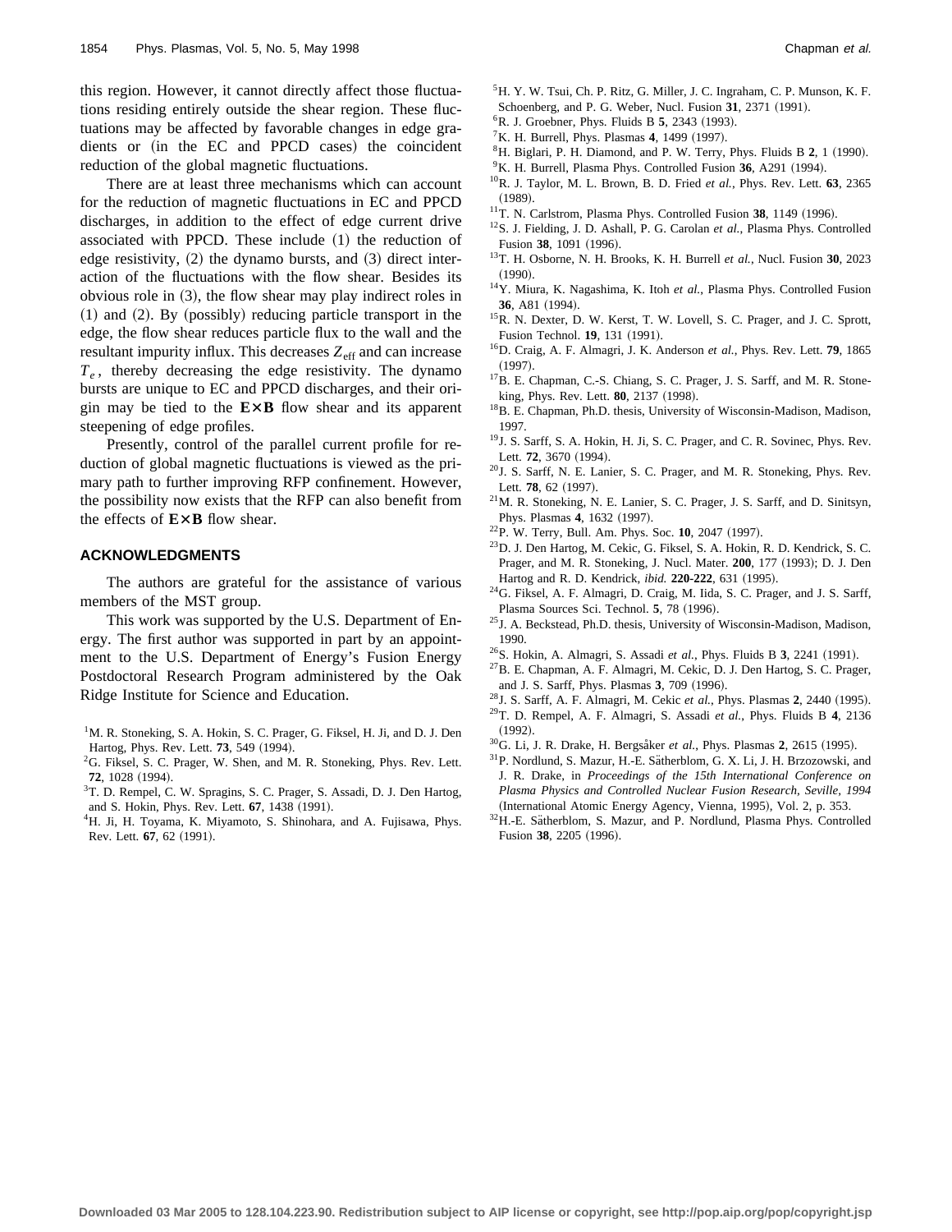this region. However, it cannot directly affect those fluctuations residing entirely outside the shear region. These fluctuations may be affected by favorable changes in edge gradients or (in the EC and PPCD cases) the coincident reduction of the global magnetic fluctuations.

There are at least three mechanisms which can account for the reduction of magnetic fluctuations in EC and PPCD discharges, in addition to the effect of edge current drive associated with PPCD. These include (1) the reduction of edge resistivity, (2) the dynamo bursts, and (3) direct interaction of the fluctuations with the flow shear. Besides its obvious role in (3), the flow shear may play indirect roles in (1) and (2). By (possibly) reducing particle transport in the edge, the flow shear reduces particle flux to the wall and the resultant impurity influx. This decreases $Z_{\rm eff}$ and can increase $T_e$, thereby decreasing the edge resistivity. The dynamo bursts are unique to EC and PPCD discharges, and their origin may be tied to the $\mathbf{E}\times\mathbf{B}$ flow shear and its apparent steepening of edge profiles.

Presently, control of the parallel current profile for reduction of global magnetic fluctuations is viewed as the primary path to further improving RFP confinement. However, the possibility now exists that the RFP can also benefit from the effects of $\mathbf{E}\times\mathbf{B}$ flow shear.

## ACKNOWLEDGMENTS

The authors are grateful for the assistance of various members of the MST group.

This work was supported by the U.S. Department of Energy. The first author was supported in part by an appointment to the U.S. Department of Energy's Fusion Energy Postdoctoral Research Program administered by the Oak Ridge Institute for Science and Education.

[1] M. R. Stoneking, S. A. Hokin, S. C. Prager, G. Fiksel, H. Ji, and D. J. Den Hartog, Phys. Rev. Lett. **73**, 549 (1994).

[2] G. Fiksel, S. C. Prager, W. Shen, and M. R. Stoneking, Phys. Rev. Lett. **72**, 1028 (1994).

[3] T. D. Rempel, C. W. Spragins, S. C. Prager, S. Assadi, D. J. Den Hartog, and S. Hokin, Phys. Rev. Lett. **67**, 1438 (1991).

[4] H. Ji, H. Toyama, K. Miyamoto, S. Shinohara, and A. Fujisawa, Phys. Rev. Lett. **67**, 62 (1991).

[5] H. Y. W. Tsui, Ch. P. Ritz, G. Miller, J. C. Ingraham, C. P. Munson, K. F. Schoenberg, and P. G. Weber, Nucl. Fusion **31**, 2371 (1991).

[6] R. J. Groebner, Phys. Fluids B **5**, 2343 (1993).

[7] K. H. Burrell, Phys. Plasmas **4**, 1499 (1997).

[8] H. Biglari, P. H. Diamond, and P. W. Terry, Phys. Fluids B **2**, 1 (1990).

[9] K. H. Burrell, Plasma Phys. Controlled Fusion **36**, A291 (1994).

[10] R. J. Taylor, M. L. Brown, B. D. Fried *et al.*, Phys. Rev. Lett. **63**, 2365 (1989).

[11] T. N. Carlstrom, Plasma Phys. Controlled Fusion **38**, 1149 (1996).

[12] S. J. Fielding, J. D. Ashall, P. G. Carolan *et al.*, Plasma Phys. Controlled Fusion **38**, 1091 (1996).

[13] T. H. Osborne, N. H. Brooks, K. H. Burrell *et al.*, Nucl. Fusion **30**, 2023 (1990).

[14] Y. Miura, K. Nagashima, K. Itoh *et al.*, Plasma Phys. Controlled Fusion **36**, A81 (1994).

[15] R. N. Dexter, D. W. Kerst, T. W. Lovell, S. C. Prager, and J. C. Sprott, Fusion Technol. **19**, 131 (1991).

[16] D. Craig, A. F. Almagri, J. K. Anderson *et al.*, Phys. Rev. Lett. **79**, 1865 (1997).

[17] B. E. Chapman, C.-S. Chiang, S. C. Prager, J. S. Sarff, and M. R. Stoneking, Phys. Rev. Lett. **80**, 2137 (1998).

[18] B. E. Chapman, Ph.D. thesis, University of Wisconsin-Madison, Madison, 1997.

[19] J. S. Sarff, S. A. Hokin, H. Ji, S. C. Prager, and C. R. Sovinec, Phys. Rev. Lett. **72**, 3670 (1994).

[20] J. S. Sarff, N. E. Lanier, S. C. Prager, and M. R. Stoneking, Phys. Rev. Lett. **78**, 62 (1997).

[21] M. R. Stoneking, N. E. Lanier, S. C. Prager, J. S. Sarff, and D. Sinitsyn, Phys. Plasmas **4**, 1632 (1997).

[22] P. W. Terry, Bull. Am. Phys. Soc. **10**, 2047 (1997).

[23] D. J. Den Hartog, M. Cekic, G. Fiksel, S. A. Hokin, R. D. Kendrick, S. C. Prager, and M. R. Stoneking, J. Nucl. Mater. **200**, 177 (1993); D. J. Den Hartog and R. D. Kendrick, *ibid.* **220-222**, 631 (1995).

[24] G. Fiksel, A. F. Almagri, D. Craig, M. Iida, S. C. Prager, and J. S. Sarff, Plasma Sources Sci. Technol. **5**, 78 (1996).

[25] J. A. Beckstead, Ph.D. thesis, University of Wisconsin-Madison, Madison, 1990.

[26] S. Hokin, A. Almagri, S. Assadi *et al.*, Phys. Fluids B **3**, 2241 (1991).

[27] B. E. Chapman, A. F. Almagri, M. Cekic, D. J. Den Hartog, S. C. Prager, and J. S. Sarff, Phys. Plasmas **3**, 709 (1996).

[28] J. S. Sarff, A. F. Almagri, M. Cekic *et al.*, Phys. Plasmas **2**, 2440 (1995).

[29] T. D. Rempel, A. F. Almagri, S. Assadi *et al.*, Phys. Fluids B **4**, 2136 (1992).

[30] G. Li, J. R. Drake, H. Bergsåker *et al.*, Phys. Plasmas **2**, 2615 (1995).

[31] P. Nordlund, S. Mazur, H.-E. Sätherblom, G. X. Li, J. H. Brzozowski, and J. R. Drake, in *Proceedings of the 15th International Conference on Plasma Physics and Controlled Nuclear Fusion Research, Seville, 1994* (International Atomic Energy Agency, Vienna, 1995), Vol. 2, p. 353.

[32] H.-E. Sätherblom, S. Mazur, and P. Nordlund, Plasma Phys. Controlled Fusion **38**, 2205 (1996).